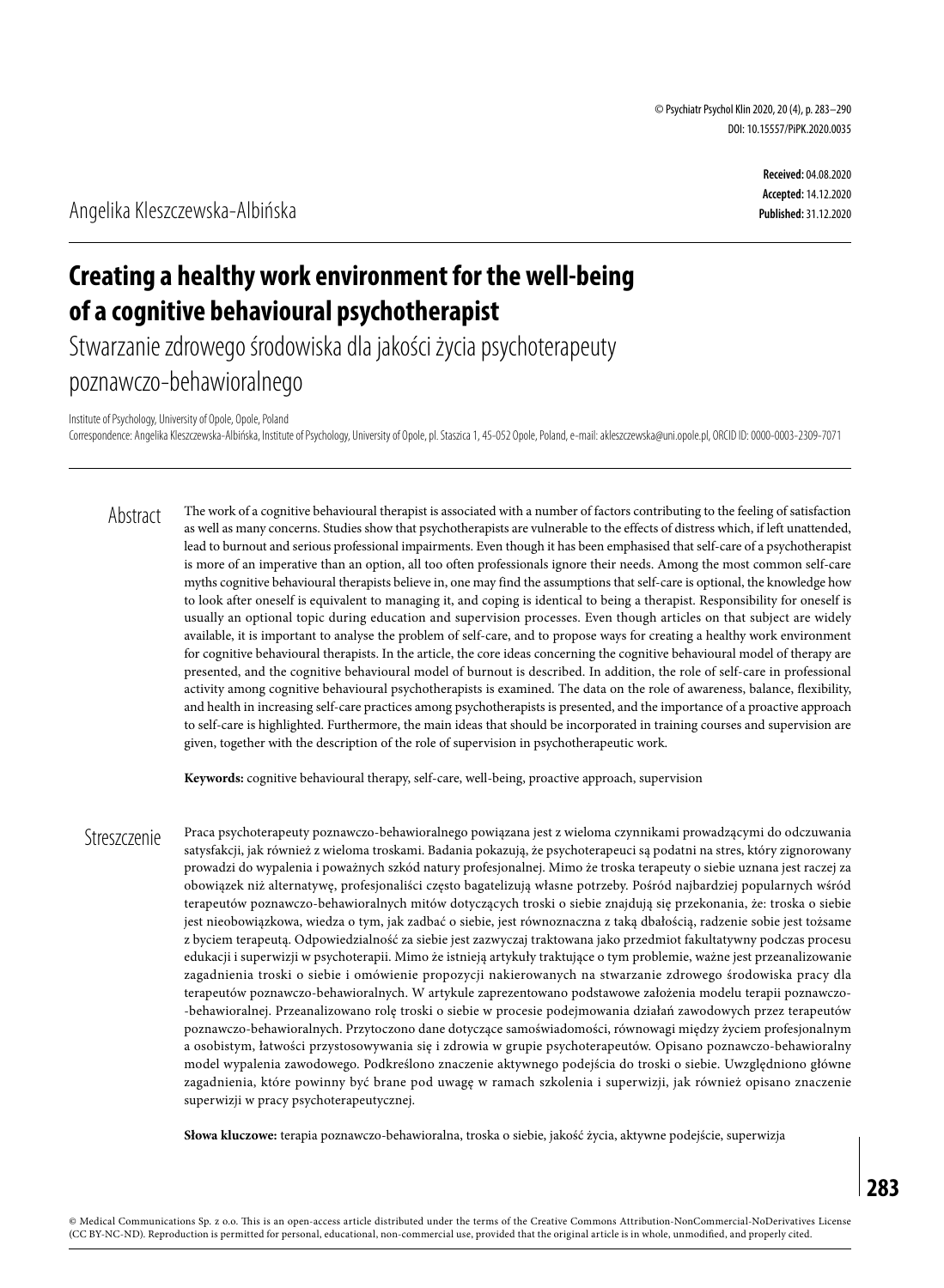© Psychiatr Psychol Klin 2020, 20 (4), p. 283–290
DOI: 10.15557/PiPK.2020.0035

**Received:** 04.08.2020
**Accepted:** 14.12.2020
**Published:** 31.12.2020

Angelika Kleszczewska-Albińska

# Creating a healthy work environment for the well-being of a cognitive behavioural psychotherapist

## Stwarzanie zdrowego środowiska dla jakości życia psychoterapeuty poznawczo-behawioralnego

Institute of Psychology, University of Opole, Opole, Poland
Correspondence: Angelika Kleszczewska-Albińska, Institute of Psychology, University of Opole, pl. Staszica 1, 45-052 Opole, Poland, e-mail: akleszczewska@uni.opole.pl, ORCID ID: 0000-0003-2309-7071

### Abstract

The work of a cognitive behavioural therapist is associated with a number of factors contributing to the feeling of satisfaction as well as many concerns. Studies show that psychotherapists are vulnerable to the effects of distress which, if left unattended, lead to burnout and serious professional impairments. Even though it has been emphasised that self-care of a psychotherapist is more of an imperative than an option, all too often professionals ignore their needs. Among the most common self-care myths cognitive behavioural therapists believe in, one may find the assumptions that self-care is optional, the knowledge how to look after oneself is equivalent to managing it, and coping is identical to being a therapist. Responsibility for oneself is usually an optional topic during education and supervision processes. Even though articles on that subject are widely available, it is important to analyse the problem of self-care, and to propose ways for creating a healthy work environment for cognitive behavioural therapists. In the article, the core ideas concerning the cognitive behavioural model of therapy are presented, and the cognitive behavioural model of burnout is described. In addition, the role of self-care in professional activity among cognitive behavioural psychotherapists is examined. The data on the role of awareness, balance, flexibility, and health in increasing self-care practices among psychotherapists is presented, and the importance of a proactive approach to self-care is highlighted. Furthermore, the main ideas that should be incorporated in training courses and supervision are given, together with the description of the role of supervision in psychotherapeutic work.

**Keywords:** cognitive behavioural therapy, self-care, well-being, proactive approach, supervision

### Streszczenie

Praca psychoterapeuty poznawczo-behawioralnego powiązana jest z wieloma czynnikami prowadzącymi do odczuwania satysfakcji, jak również z wieloma troskami. Badania pokazują, że psychoterapeuci są podatni na stres, który zignorowany prowadzi do wypalenia i poważnych szkód natury profesjonalnej. Mimo że troska terapeuty o siebie uznana jest raczej za obowiązek niż alternatywę, profesjonaliści często bagatelizują własne potrzeby. Pośród najbardziej popularnych wśród terapeutów poznawczo-behawioralnych mitów dotyczących troski o siebie znajdują się przekonania, że: troska o siebie jest nieobowiązkowa, wiedza o tym, jak zadbać o siebie, jest równoznaczna z taką dbałością, radzenie sobie jest tożsame z byciem terapeutą. Odpowiedzialność za siebie jest zazwyczaj traktowana jako przedmiot fakultatywny podczas procesu edukacji i superwizji w psychoterapii. Mimo że istnieją artykuły traktujące o tym problemie, ważne jest przeanalizowanie zagadnienia troski o siebie i omówienie propozycji nakierowanych na stwarzanie zdrowego środowiska pracy dla terapeutów poznawczo-behawioralnych. W artykule zaprezentowano podstawowe założenia modelu terapii poznawczo-behawioralnej. Przeanalizowano rolę troski o siebie w procesie podejmowania działań zawodowych przez terapeutów poznawczo-behawioralnych. Przytoczono dane dotyczące samoświadomości, równowagi między życiem profesjonalnym a osobistym, łatwości przystosowywania się i zdrowia w grupie psychoterapeutów. Opisano poznawczo-behawioralny model wypalenia zawodowego. Podkreślono znaczenie aktywnego podejścia do troski o siebie. Uwzględniono główne zagadnienia, które powinny być brane pod uwagę w ramach szkolenia i superwizji, jak również opisano znaczenie superwizji w pracy psychoterapeutycznej.

**Słowa kluczowe:** terapia poznawczo-behawioralna, troska o siebie, jakość życia, aktywne podejście, superwizja

© Medical Communications Sp. z o.o. This is an open-access article distributed under the terms of the Creative Commons Attribution-NonCommercial-NoDerivatives License (CC BY-NC-ND). Reproduction is permitted for personal, educational, non-commercial use, provided that the original article is in whole, unmodified, and properly cited.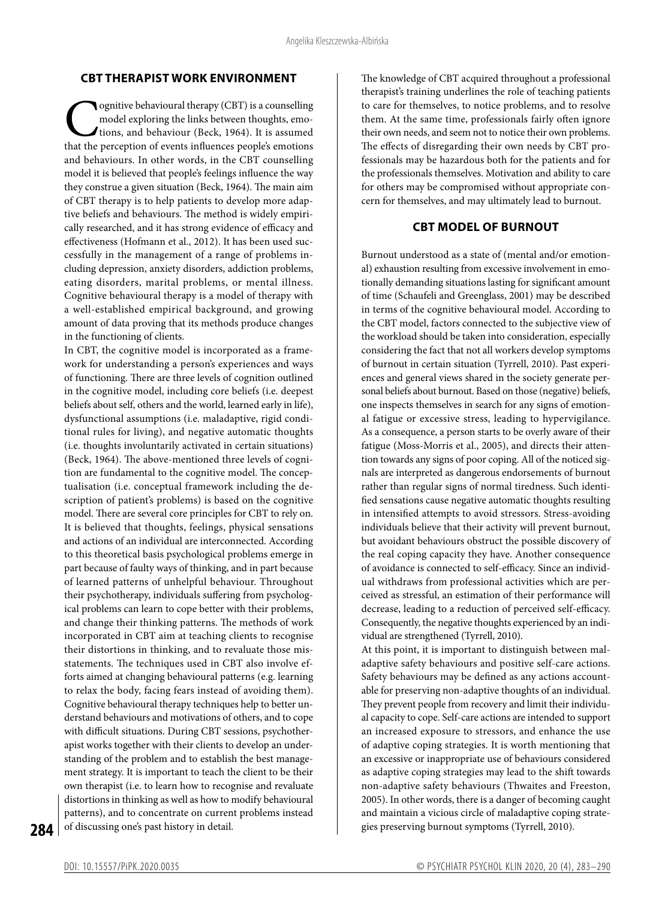## CBT THERAPIST WORK ENVIRONMENT

Cognitive behavioural therapy (CBT) is a counselling model exploring the links between thoughts, emotions, and behaviour (Beck, 1964). It is assumed that the perception of events influences people's emotions and behaviours. In other words, in the CBT counselling model it is believed that people's feelings influence the way they construe a given situation (Beck, 1964). The main aim of CBT therapy is to help patients to develop more adaptive beliefs and behaviours. The method is widely empirically researched, and it has strong evidence of efficacy and effectiveness (Hofmann et al., 2012). It has been used successfully in the management of a range of problems including depression, anxiety disorders, addiction problems, eating disorders, marital problems, or mental illness. Cognitive behavioural therapy is a model of therapy with a well-established empirical background, and growing amount of data proving that its methods produce changes in the functioning of clients.

In CBT, the cognitive model is incorporated as a framework for understanding a person's experiences and ways of functioning. There are three levels of cognition outlined in the cognitive model, including core beliefs (i.e. deepest beliefs about self, others and the world, learned early in life), dysfunctional assumptions (i.e. maladaptive, rigid conditional rules for living), and negative automatic thoughts (i.e. thoughts involuntarily activated in certain situations) (Beck, 1964). The above-mentioned three levels of cognition are fundamental to the cognitive model. The conceptualisation (i.e. conceptual framework including the description of patient's problems) is based on the cognitive model. There are several core principles for CBT to rely on. It is believed that thoughts, feelings, physical sensations and actions of an individual are interconnected. According to this theoretical basis psychological problems emerge in part because of faulty ways of thinking, and in part because of learned patterns of unhelpful behaviour. Throughout their psychotherapy, individuals suffering from psychological problems can learn to cope better with their problems, and change their thinking patterns. The methods of work incorporated in CBT aim at teaching clients to recognise their distortions in thinking, and to revaluate those misstatements. The techniques used in CBT also involve efforts aimed at changing behavioural patterns (e.g. learning to relax the body, facing fears instead of avoiding them). Cognitive behavioural therapy techniques help to better understand behaviours and motivations of others, and to cope with difficult situations. During CBT sessions, psychotherapist works together with their clients to develop an understanding of the problem and to establish the best management strategy. It is important to teach the client to be their own therapist (i.e. to learn how to recognise and revaluate distortions in thinking as well as how to modify behavioural patterns), and to concentrate on current problems instead of discussing one's past history in detail.

The knowledge of CBT acquired throughout a professional therapist's training underlines the role of teaching patients to care for themselves, to notice problems, and to resolve them. At the same time, professionals fairly often ignore their own needs, and seem not to notice their own problems. The effects of disregarding their own needs by CBT professionals may be hazardous both for the patients and for the professionals themselves. Motivation and ability to care for others may be compromised without appropriate concern for themselves, and may ultimately lead to burnout.

## CBT MODEL OF BURNOUT

Burnout understood as a state of (mental and/or emotional) exhaustion resulting from excessive involvement in emotionally demanding situations lasting for significant amount of time (Schaufeli and Greenglass, 2001) may be described in terms of the cognitive behavioural model. According to the CBT model, factors connected to the subjective view of the workload should be taken into consideration, especially considering the fact that not all workers develop symptoms of burnout in certain situation (Tyrrell, 2010). Past experiences and general views shared in the society generate personal beliefs about burnout. Based on those (negative) beliefs, one inspects themselves in search for any signs of emotional fatigue or excessive stress, leading to hypervigilance. As a consequence, a person starts to be overly aware of their fatigue (Moss-Morris et al., 2005), and directs their attention towards any signs of poor coping. All of the noticed signals are interpreted as dangerous endorsements of burnout rather than regular signs of normal tiredness. Such identified sensations cause negative automatic thoughts resulting in intensified attempts to avoid stressors. Stress-avoiding individuals believe that their activity will prevent burnout, but avoidant behaviours obstruct the possible discovery of the real coping capacity they have. Another consequence of avoidance is connected to self-efficacy. Since an individual withdraws from professional activities which are perceived as stressful, an estimation of their performance will decrease, leading to a reduction of perceived self-efficacy. Consequently, the negative thoughts experienced by an individual are strengthened (Tyrrell, 2010).

At this point, it is important to distinguish between maladaptive safety behaviours and positive self-care actions. Safety behaviours may be defined as any actions accountable for preserving non-adaptive thoughts of an individual. They prevent people from recovery and limit their individual capacity to cope. Self-care actions are intended to support an increased exposure to stressors, and enhance the use of adaptive coping strategies. It is worth mentioning that an excessive or inappropriate use of behaviours considered as adaptive coping strategies may lead to the shift towards non-adaptive safety behaviours (Thwaites and Freeston, 2005). In other words, there is a danger of becoming caught and maintain a vicious circle of maladaptive coping strategies preserving burnout symptoms (Tyrrell, 2010).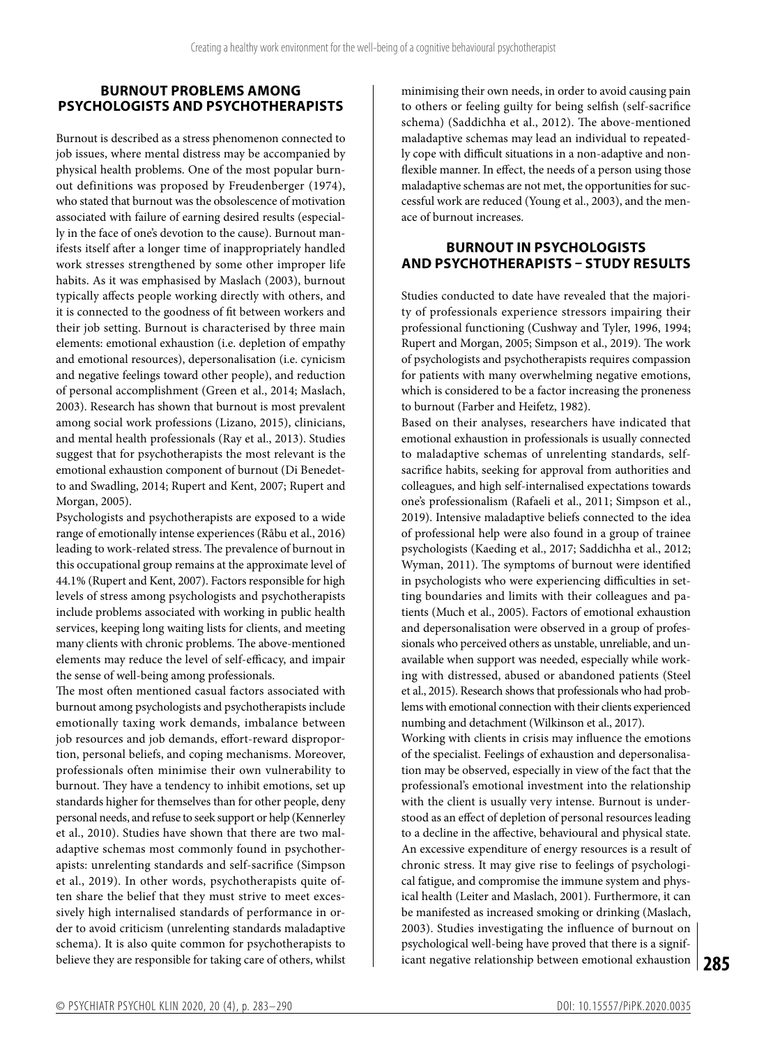## BURNOUT PROBLEMS AMONG PSYCHOLOGISTS AND PSYCHOTHERAPISTS

Burnout is described as a stress phenomenon connected to job issues, where mental distress may be accompanied by physical health problems. One of the most popular burnout definitions was proposed by Freudenberger (1974), who stated that burnout was the obsolescence of motivation associated with failure of earning desired results (especially in the face of one's devotion to the cause). Burnout manifests itself after a longer time of inappropriately handled work stresses strengthened by some other improper life habits. As it was emphasised by Maslach (2003), burnout typically affects people working directly with others, and it is connected to the goodness of fit between workers and their job setting. Burnout is characterised by three main elements: emotional exhaustion (i.e. depletion of empathy and emotional resources), depersonalisation (i.e. cynicism and negative feelings toward other people), and reduction of personal accomplishment (Green et al., 2014; Maslach, 2003). Research has shown that burnout is most prevalent among social work professions (Lizano, 2015), clinicians, and mental health professionals (Ray et al., 2013). Studies suggest that for psychotherapists the most relevant is the emotional exhaustion component of burnout (Di Benedetto and Swadling, 2014; Rupert and Kent, 2007; Rupert and Morgan, 2005).

Psychologists and psychotherapists are exposed to a wide range of emotionally intense experiences (Råbu et al., 2016) leading to work-related stress. The prevalence of burnout in this occupational group remains at the approximate level of 44.1% (Rupert and Kent, 2007). Factors responsible for high levels of stress among psychologists and psychotherapists include problems associated with working in public health services, keeping long waiting lists for clients, and meeting many clients with chronic problems. The above-mentioned elements may reduce the level of self-efficacy, and impair the sense of well-being among professionals.

The most often mentioned casual factors associated with burnout among psychologists and psychotherapists include emotionally taxing work demands, imbalance between job resources and job demands, effort-reward disproportion, personal beliefs, and coping mechanisms. Moreover, professionals often minimise their own vulnerability to burnout. They have a tendency to inhibit emotions, set up standards higher for themselves than for other people, deny personal needs, and refuse to seek support or help (Kennerley et al., 2010). Studies have shown that there are two maladaptive schemas most commonly found in psychotherapists: unrelenting standards and self-sacrifice (Simpson et al., 2019). In other words, psychotherapists quite often share the belief that they must strive to meet excessively high internalised standards of performance in order to avoid criticism (unrelenting standards maladaptive schema). It is also quite common for psychotherapists to believe they are responsible for taking care of others, whilst minimising their own needs, in order to avoid causing pain to others or feeling guilty for being selfish (self-sacrifice schema) (Saddichha et al., 2012). The above-mentioned maladaptive schemas may lead an individual to repeatedly cope with difficult situations in a non-adaptive and non-flexible manner. In effect, the needs of a person using those maladaptive schemas are not met, the opportunities for successful work are reduced (Young et al., 2003), and the menace of burnout increases.

## BURNOUT IN PSYCHOLOGISTS AND PSYCHOTHERAPISTS – STUDY RESULTS

Studies conducted to date have revealed that the majority of professionals experience stressors impairing their professional functioning (Cushway and Tyler, 1996, 1994; Rupert and Morgan, 2005; Simpson et al., 2019). The work of psychologists and psychotherapists requires compassion for patients with many overwhelming negative emotions, which is considered to be a factor increasing the proneness to burnout (Farber and Heifetz, 1982).

Based on their analyses, researchers have indicated that emotional exhaustion in professionals is usually connected to maladaptive schemas of unrelenting standards, self-sacrifice habits, seeking for approval from authorities and colleagues, and high self-internalised expectations towards one's professionalism (Rafaeli et al., 2011; Simpson et al., 2019). Intensive maladaptive beliefs connected to the idea of professional help were also found in a group of trainee psychologists (Kaeding et al., 2017; Saddichha et al., 2012; Wyman, 2011). The symptoms of burnout were identified in psychologists who were experiencing difficulties in setting boundaries and limits with their colleagues and patients (Much et al., 2005). Factors of emotional exhaustion and depersonalisation were observed in a group of professionals who perceived others as unstable, unreliable, and unavailable when support was needed, especially while working with distressed, abused or abandoned patients (Steel et al., 2015). Research shows that professionals who had problems with emotional connection with their clients experienced numbing and detachment (Wilkinson et al., 2017).

Working with clients in crisis may influence the emotions of the specialist. Feelings of exhaustion and depersonalisation may be observed, especially in view of the fact that the professional's emotional investment into the relationship with the client is usually very intense. Burnout is understood as an effect of depletion of personal resources leading to a decline in the affective, behavioural and physical state. An excessive expenditure of energy resources is a result of chronic stress. It may give rise to feelings of psychological fatigue, and compromise the immune system and physical health (Leiter and Maslach, 2001). Furthermore, it can be manifested as increased smoking or drinking (Maslach, 2003). Studies investigating the influence of burnout on psychological well-being have proved that there is a significant negative relationship between emotional exhaustion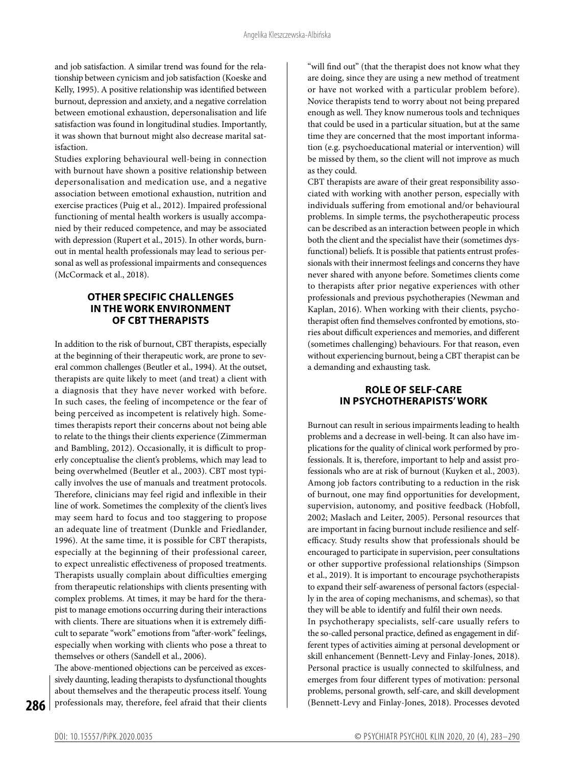and job satisfaction. A similar trend was found for the relationship between cynicism and job satisfaction (Koeske and Kelly, 1995). A positive relationship was identified between burnout, depression and anxiety, and a negative correlation between emotional exhaustion, depersonalisation and life satisfaction was found in longitudinal studies. Importantly, it was shown that burnout might also decrease marital satisfaction.

Studies exploring behavioural well-being in connection with burnout have shown a positive relationship between depersonalisation and medication use, and a negative association between emotional exhaustion, nutrition and exercise practices (Puig et al., 2012). Impaired professional functioning of mental health workers is usually accompanied by their reduced competence, and may be associated with depression (Rupert et al., 2015). In other words, burnout in mental health professionals may lead to serious personal as well as professional impairments and consequences (McCormack et al., 2018).

## OTHER SPECIFIC CHALLENGES IN THE WORK ENVIRONMENT OF CBT THERAPISTS

In addition to the risk of burnout, CBT therapists, especially at the beginning of their therapeutic work, are prone to several common challenges (Beutler et al., 1994). At the outset, therapists are quite likely to meet (and treat) a client with a diagnosis that they have never worked with before. In such cases, the feeling of incompetence or the fear of being perceived as incompetent is relatively high. Sometimes therapists report their concerns about not being able to relate to the things their clients experience (Zimmerman and Bambling, 2012). Occasionally, it is difficult to properly conceptualise the client's problems, which may lead to being overwhelmed (Beutler et al., 2003). CBT most typically involves the use of manuals and treatment protocols. Therefore, clinicians may feel rigid and inflexible in their line of work. Sometimes the complexity of the client's lives may seem hard to focus and too staggering to propose an adequate line of treatment (Dunkle and Friedlander, 1996). At the same time, it is possible for CBT therapists, especially at the beginning of their professional career, to expect unrealistic effectiveness of proposed treatments. Therapists usually complain about difficulties emerging from therapeutic relationships with clients presenting with complex problems. At times, it may be hard for the therapist to manage emotions occurring during their interactions with clients. There are situations when it is extremely difficult to separate "work" emotions from "after-work" feelings, especially when working with clients who pose a threat to themselves or others (Sandell et al., 2006).

The above-mentioned objections can be perceived as excessively daunting, leading therapists to dysfunctional thoughts about themselves and the therapeutic process itself. Young professionals may, therefore, feel afraid that their clients "will find out" (that the therapist does not know what they are doing, since they are using a new method of treatment or have not worked with a particular problem before). Novice therapists tend to worry about not being prepared enough as well. They know numerous tools and techniques that could be used in a particular situation, but at the same time they are concerned that the most important information (e.g. psychoeducational material or intervention) will be missed by them, so the client will not improve as much as they could.

CBT therapists are aware of their great responsibility associated with working with another person, especially with individuals suffering from emotional and/or behavioural problems. In simple terms, the psychotherapeutic process can be described as an interaction between people in which both the client and the specialist have their (sometimes dysfunctional) beliefs. It is possible that patients entrust professionals with their innermost feelings and concerns they have never shared with anyone before. Sometimes clients come to therapists after prior negative experiences with other professionals and previous psychotherapies (Newman and Kaplan, 2016). When working with their clients, psychotherapist often find themselves confronted by emotions, stories about difficult experiences and memories, and different (sometimes challenging) behaviours. For that reason, even without experiencing burnout, being a CBT therapist can be a demanding and exhausting task.

## ROLE OF SELF-CARE IN PSYCHOTHERAPISTS' WORK

Burnout can result in serious impairments leading to health problems and a decrease in well-being. It can also have implications for the quality of clinical work performed by professionals. It is, therefore, important to help and assist professionals who are at risk of burnout (Kuyken et al., 2003). Among job factors contributing to a reduction in the risk of burnout, one may find opportunities for development, supervision, autonomy, and positive feedback (Hobfoll, 2002; Maslach and Leiter, 2005). Personal resources that are important in facing burnout include resilience and self-efficacy. Study results show that professionals should be encouraged to participate in supervision, peer consultations or other supportive professional relationships (Simpson et al., 2019). It is important to encourage psychotherapists to expand their self-awareness of personal factors (especially in the area of coping mechanisms, and schemas), so that they will be able to identify and fulfil their own needs.

In psychotherapy specialists, self-care usually refers to the so-called personal practice, defined as engagement in different types of activities aiming at personal development or skill enhancement (Bennett-Levy and Finlay-Jones, 2018). Personal practice is usually connected to skilfulness, and emerges from four different types of motivation: personal problems, personal growth, self-care, and skill development (Bennett-Levy and Finlay-Jones, 2018). Processes devoted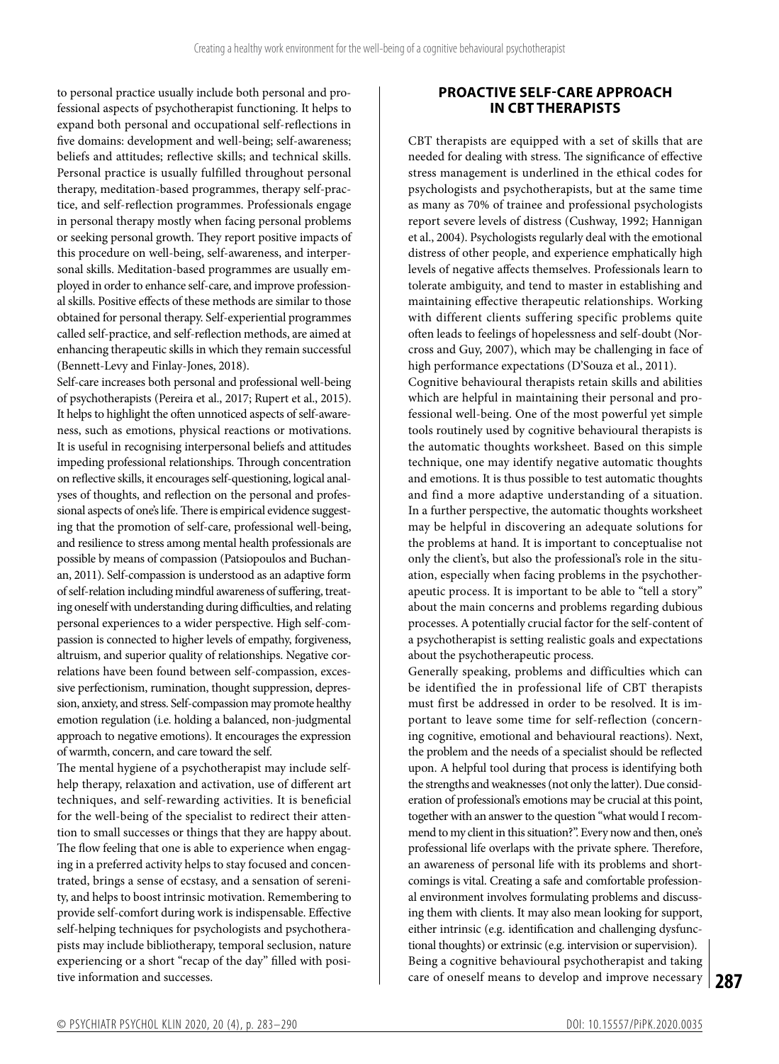to personal practice usually include both personal and professional aspects of psychotherapist functioning. It helps to expand both personal and occupational self-reflections in five domains: development and well-being; self-awareness; beliefs and attitudes; reflective skills; and technical skills. Personal practice is usually fulfilled throughout personal therapy, meditation-based programmes, therapy self-practice, and self-reflection programmes. Professionals engage in personal therapy mostly when facing personal problems or seeking personal growth. They report positive impacts of this procedure on well-being, self-awareness, and interpersonal skills. Meditation-based programmes are usually employed in order to enhance self-care, and improve professional skills. Positive effects of these methods are similar to those obtained for personal therapy. Self-experiential programmes called self-practice, and self-reflection methods, are aimed at enhancing therapeutic skills in which they remain successful (Bennett-Levy and Finlay-Jones, 2018).

Self-care increases both personal and professional well-being of psychotherapists (Pereira et al., 2017; Rupert et al., 2015). It helps to highlight the often unnoticed aspects of self-awareness, such as emotions, physical reactions or motivations. It is useful in recognising interpersonal beliefs and attitudes impeding professional relationships. Through concentration on reflective skills, it encourages self-questioning, logical analyses of thoughts, and reflection on the personal and professional aspects of one's life. There is empirical evidence suggesting that the promotion of self-care, professional well-being, and resilience to stress among mental health professionals are possible by means of compassion (Patsiopoulos and Buchanan, 2011). Self-compassion is understood as an adaptive form of self-relation including mindful awareness of suffering, treating oneself with understanding during difficulties, and relating personal experiences to a wider perspective. High self-compassion is connected to higher levels of empathy, forgiveness, altruism, and superior quality of relationships. Negative correlations have been found between self-compassion, excessive perfectionism, rumination, thought suppression, depression, anxiety, and stress. Self-compassion may promote healthy emotion regulation (i.e. holding a balanced, non-judgmental approach to negative emotions). It encourages the expression of warmth, concern, and care toward the self.

The mental hygiene of a psychotherapist may include self-help therapy, relaxation and activation, use of different art techniques, and self-rewarding activities. It is beneficial for the well-being of the specialist to redirect their attention to small successes or things that they are happy about. The flow feeling that one is able to experience when engaging in a preferred activity helps to stay focused and concentrated, brings a sense of ecstasy, and a sensation of serenity, and helps to boost intrinsic motivation. Remembering to provide self-comfort during work is indispensable. Effective self-helping techniques for psychologists and psychotherapists may include bibliotherapy, temporal seclusion, nature experiencing or a short "recap of the day" filled with positive information and successes.

## PROACTIVE SELF-CARE APPROACH IN CBT THERAPISTS

CBT therapists are equipped with a set of skills that are needed for dealing with stress. The significance of effective stress management is underlined in the ethical codes for psychologists and psychotherapists, but at the same time as many as 70% of trainee and professional psychologists report severe levels of distress (Cushway, 1992; Hannigan et al., 2004). Psychologists regularly deal with the emotional distress of other people, and experience emphatically high levels of negative affects themselves. Professionals learn to tolerate ambiguity, and tend to master in establishing and maintaining effective therapeutic relationships. Working with different clients suffering specific problems quite often leads to feelings of hopelessness and self-doubt (Norcross and Guy, 2007), which may be challenging in face of high performance expectations (D'Souza et al., 2011).

Cognitive behavioural therapists retain skills and abilities which are helpful in maintaining their personal and professional well-being. One of the most powerful yet simple tools routinely used by cognitive behavioural therapists is the automatic thoughts worksheet. Based on this simple technique, one may identify negative automatic thoughts and emotions. It is thus possible to test automatic thoughts and find a more adaptive understanding of a situation. In a further perspective, the automatic thoughts worksheet may be helpful in discovering an adequate solutions for the problems at hand. It is important to conceptualise not only the client's, but also the professional's role in the situation, especially when facing problems in the psychotherapeutic process. It is important to be able to "tell a story" about the main concerns and problems regarding dubious processes. A potentially crucial factor for the self-content of a psychotherapist is setting realistic goals and expectations about the psychotherapeutic process.

Generally speaking, problems and difficulties which can be identified the in professional life of CBT therapists must first be addressed in order to be resolved. It is important to leave some time for self-reflection (concerning cognitive, emotional and behavioural reactions). Next, the problem and the needs of a specialist should be reflected upon. A helpful tool during that process is identifying both the strengths and weaknesses (not only the latter). Due consideration of professional's emotions may be crucial at this point, together with an answer to the question "what would I recommend to my client in this situation?". Every now and then, one's professional life overlaps with the private sphere. Therefore, an awareness of personal life with its problems and shortcomings is vital. Creating a safe and comfortable professional environment involves formulating problems and discussing them with clients. It may also mean looking for support, either intrinsic (e.g. identification and challenging dysfunctional thoughts) or extrinsic (e.g. intervision or supervision). Being a cognitive behavioural psychotherapist and taking care of oneself means to develop and improve necessary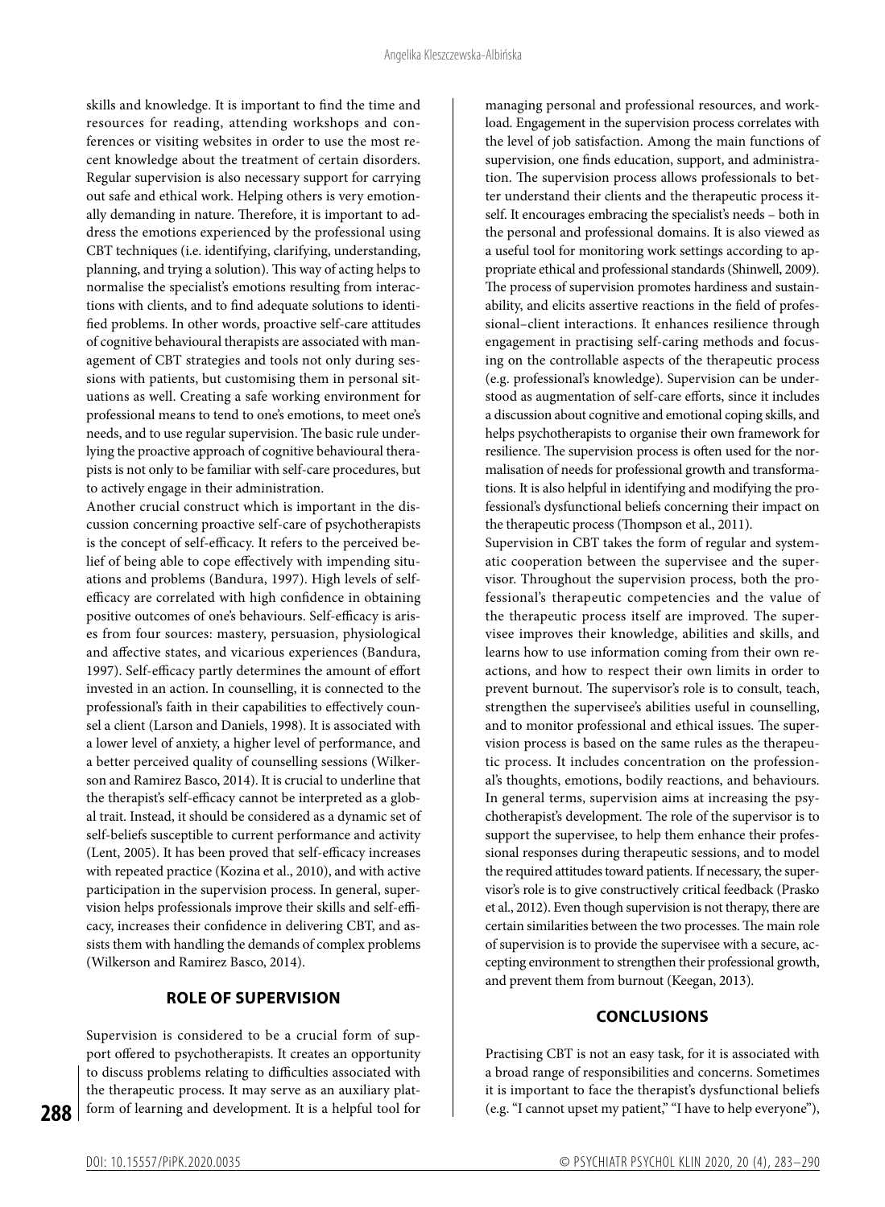skills and knowledge. It is important to find the time and resources for reading, attending workshops and conferences or visiting websites in order to use the most recent knowledge about the treatment of certain disorders. Regular supervision is also necessary support for carrying out safe and ethical work. Helping others is very emotionally demanding in nature. Therefore, it is important to address the emotions experienced by the professional using CBT techniques (i.e. identifying, clarifying, understanding, planning, and trying a solution). This way of acting helps to normalise the specialist's emotions resulting from interactions with clients, and to find adequate solutions to identified problems. In other words, proactive self-care attitudes of cognitive behavioural therapists are associated with management of CBT strategies and tools not only during sessions with patients, but customising them in personal situations as well. Creating a safe working environment for professional means to tend to one's emotions, to meet one's needs, and to use regular supervision. The basic rule underlying the proactive approach of cognitive behavioural therapists is not only to be familiar with self-care procedures, but to actively engage in their administration.

Another crucial construct which is important in the discussion concerning proactive self-care of psychotherapists is the concept of self-efficacy. It refers to the perceived belief of being able to cope effectively with impending situations and problems (Bandura, 1997). High levels of self-efficacy are correlated with high confidence in obtaining positive outcomes of one's behaviours. Self-efficacy is arises from four sources: mastery, persuasion, physiological and affective states, and vicarious experiences (Bandura, 1997). Self-efficacy partly determines the amount of effort invested in an action. In counselling, it is connected to the professional's faith in their capabilities to effectively counsel a client (Larson and Daniels, 1998). It is associated with a lower level of anxiety, a higher level of performance, and a better perceived quality of counselling sessions (Wilkerson and Ramirez Basco, 2014). It is crucial to underline that the therapist's self-efficacy cannot be interpreted as a global trait. Instead, it should be considered as a dynamic set of self-beliefs susceptible to current performance and activity (Lent, 2005). It has been proved that self-efficacy increases with repeated practice (Kozina et al., 2010), and with active participation in the supervision process. In general, supervision helps professionals improve their skills and self-efficacy, increases their confidence in delivering CBT, and assists them with handling the demands of complex problems (Wilkerson and Ramirez Basco, 2014).

## ROLE OF SUPERVISION

Supervision is considered to be a crucial form of support offered to psychotherapists. It creates an opportunity to discuss problems relating to difficulties associated with the therapeutic process. It may serve as an auxiliary platform of learning and development. It is a helpful tool for managing personal and professional resources, and workload. Engagement in the supervision process correlates with the level of job satisfaction. Among the main functions of supervision, one finds education, support, and administration. The supervision process allows professionals to better understand their clients and the therapeutic process itself. It encourages embracing the specialist's needs – both in the personal and professional domains. It is also viewed as a useful tool for monitoring work settings according to appropriate ethical and professional standards (Shinwell, 2009). The process of supervision promotes hardiness and sustainability, and elicits assertive reactions in the field of professional–client interactions. It enhances resilience through engagement in practising self-caring methods and focusing on the controllable aspects of the therapeutic process (e.g. professional's knowledge). Supervision can be understood as augmentation of self-care efforts, since it includes a discussion about cognitive and emotional coping skills, and helps psychotherapists to organise their own framework for resilience. The supervision process is often used for the normalisation of needs for professional growth and transformations. It is also helpful in identifying and modifying the professional's dysfunctional beliefs concerning their impact on the therapeutic process (Thompson et al., 2011).

Supervision in CBT takes the form of regular and systematic cooperation between the supervisee and the supervisor. Throughout the supervision process, both the professional's therapeutic competencies and the value of the therapeutic process itself are improved. The supervisee improves their knowledge, abilities and skills, and learns how to use information coming from their own reactions, and how to respect their own limits in order to prevent burnout. The supervisor's role is to consult, teach, strengthen the supervisee's abilities useful in counselling, and to monitor professional and ethical issues. The supervision process is based on the same rules as the therapeutic process. It includes concentration on the professional's thoughts, emotions, bodily reactions, and behaviours. In general terms, supervision aims at increasing the psychotherapist's development. The role of the supervisor is to support the supervisee, to help them enhance their professional responses during therapeutic sessions, and to model the required attitudes toward patients. If necessary, the supervisor's role is to give constructively critical feedback (Prasko et al., 2012). Even though supervision is not therapy, there are certain similarities between the two processes. The main role of supervision is to provide the supervisee with a secure, accepting environment to strengthen their professional growth, and prevent them from burnout (Keegan, 2013).

## CONCLUSIONS

Practising CBT is not an easy task, for it is associated with a broad range of responsibilities and concerns. Sometimes it is important to face the therapist's dysfunctional beliefs (e.g. "I cannot upset my patient," "I have to help everyone"),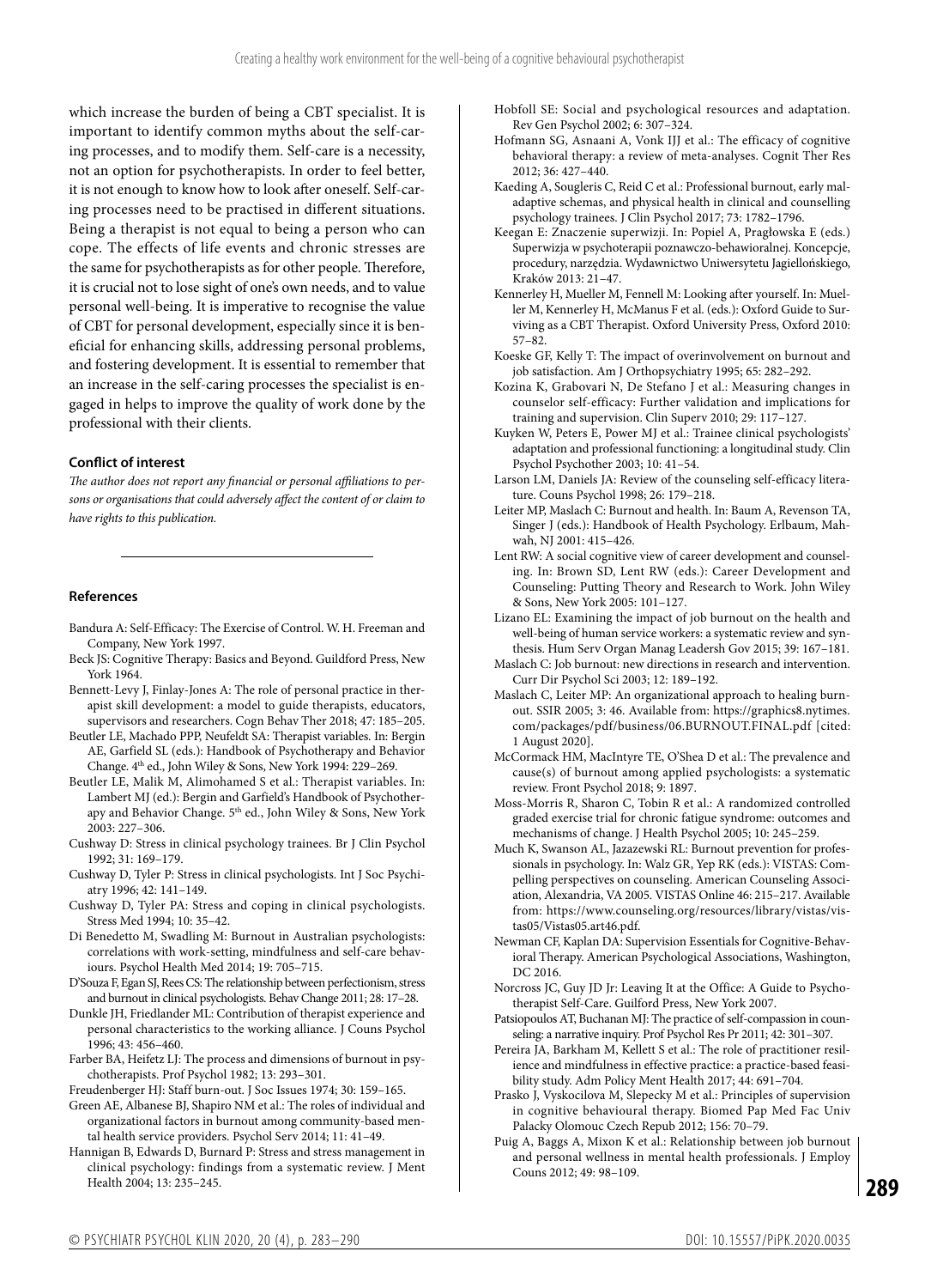which increase the burden of being a CBT specialist. It is important to identify common myths about the self-caring processes, and to modify them. Self-care is a necessity, not an option for psychotherapists. In order to feel better, it is not enough to know how to look after oneself. Self-caring processes need to be practised in different situations. Being a therapist is not equal to being a person who can cope. The effects of life events and chronic stresses are the same for psychotherapists as for other people. Therefore, it is crucial not to lose sight of one's own needs, and to value personal well-being. It is imperative to recognise the value of CBT for personal development, especially since it is beneficial for enhancing skills, addressing personal problems, and fostering development. It is essential to remember that an increase in the self-caring processes the specialist is engaged in helps to improve the quality of work done by the professional with their clients.

#### Conflict of interest

*The author does not report any financial or personal affiliations to persons or organisations that could adversely affect the content of or claim to have rights to this publication.*

---

#### References

Bandura A: Self-Efficacy: The Exercise of Control. W. H. Freeman and Company, New York 1997.

Beck JS: Cognitive Therapy: Basics and Beyond. Guildford Press, New York 1964.

Bennett-Levy J, Finlay-Jones A: The role of personal practice in therapist skill development: a model to guide therapists, educators, supervisors and researchers. Cogn Behav Ther 2018; 47: 185–205.

Beutler LE, Machado PPP, Neufeldt SA: Therapist variables. In: Bergin AE, Garfield SL (eds.): Handbook of Psychotherapy and Behavior Change. 4th ed., John Wiley & Sons, New York 1994: 229–269.

Beutler LE, Malik M, Alimohamed S et al.: Therapist variables. In: Lambert MJ (ed.): Bergin and Garfield's Handbook of Psychotherapy and Behavior Change. 5th ed., John Wiley & Sons, New York 2003: 227–306.

Cushway D: Stress in clinical psychology trainees. Br J Clin Psychol 1992; 31: 169–179.

Cushway D, Tyler P: Stress in clinical psychologists. Int J Soc Psychiatry 1996; 42: 141–149.

Cushway D, Tyler PA: Stress and coping in clinical psychologists. Stress Med 1994; 10: 35–42.

Di Benedetto M, Swadling M: Burnout in Australian psychologists: correlations with work-setting, mindfulness and self-care behaviours. Psychol Health Med 2014; 19: 705–715.

D'Souza F, Egan SJ, Rees CS: The relationship between perfectionism, stress and burnout in clinical psychologists. Behav Change 2011; 28: 17–28.

Dunkle JH, Friedlander ML: Contribution of therapist experience and personal characteristics to the working alliance. J Couns Psychol 1996; 43: 456–460.

Farber BA, Heifetz LJ: The process and dimensions of burnout in psychotherapists. Prof Psychol 1982; 13: 293–301.

Freudenberger HJ: Staff burn-out. J Soc Issues 1974; 30: 159–165.

Green AE, Albanese BJ, Shapiro NM et al.: The roles of individual and organizational factors in burnout among community-based mental health service providers. Psychol Serv 2014; 11: 41–49.

Hannigan B, Edwards D, Burnard P: Stress and stress management in clinical psychology: findings from a systematic review. J Ment Health 2004; 13: 235–245.

Hobfoll SE: Social and psychological resources and adaptation. Rev Gen Psychol 2002; 6: 307–324.

Hofmann SG, Asnaani A, Vonk IJJ et al.: The efficacy of cognitive behavioral therapy: a review of meta-analyses. Cognit Ther Res 2012; 36: 427–440.

Kaeding A, Sougleris C, Reid C et al.: Professional burnout, early maladaptive schemas, and physical health in clinical and counselling psychology trainees. J Clin Psychol 2017; 73: 1782–1796.

Keegan E: Znaczenie superwizji. In: Popiel A, Pragłowska E (eds.) Superwizja w psychoterapii poznawczo-behawioralnej. Koncepcje, procedury, narzędzia. Wydawnictwo Uniwersytetu Jagiellońskiego, Kraków 2013: 21–47.

Kennerley H, Mueller M, Fennell M: Looking after yourself. In: Mueller M, Kennerley H, McManus F et al. (eds.): Oxford Guide to Surviving as a CBT Therapist. Oxford University Press, Oxford 2010: 57–82.

Koeske GF, Kelly T: The impact of overinvolvement on burnout and job satisfaction. Am J Orthopsychiatry 1995; 65: 282–292.

Kozina K, Grabovari N, De Stefano J et al.: Measuring changes in counselor self-efficacy: Further validation and implications for training and supervision. Clin Superv 2010; 29: 117–127.

Kuyken W, Peters E, Power MJ et al.: Trainee clinical psychologists' adaptation and professional functioning: a longitudinal study. Clin Psychol Psychother 2003; 10: 41–54.

Larson LM, Daniels JA: Review of the counseling self-efficacy literature. Couns Psychol 1998; 26: 179–218.

Leiter MP, Maslach C: Burnout and health. In: Baum A, Revenson TA, Singer J (eds.): Handbook of Health Psychology. Erlbaum, Mahwah, NJ 2001: 415–426.

Lent RW: A social cognitive view of career development and counseling. In: Brown SD, Lent RW (eds.): Career Development and Counseling: Putting Theory and Research to Work. John Wiley & Sons, New York 2005: 101–127.

Lizano EL: Examining the impact of job burnout on the health and well-being of human service workers: a systematic review and synthesis. Hum Serv Organ Manag Leadersh Gov 2015; 39: 167–181.

Maslach C: Job burnout: new directions in research and intervention. Curr Dir Psychol Sci 2003; 12: 189–192.

Maslach C, Leiter MP: An organizational approach to healing burnout. SSIR 2005; 3: 46. Available from: https://graphics8.nytimes.com/packages/pdf/business/06.BURNOUT.FINAL.pdf [cited: 1 August 2020].

McCormack HM, MacIntyre TE, O'Shea D et al.: The prevalence and cause(s) of burnout among applied psychologists: a systematic review. Front Psychol 2018; 9: 1897.

Moss-Morris R, Sharon C, Tobin R et al.: A randomized controlled graded exercise trial for chronic fatigue syndrome: outcomes and mechanisms of change. J Health Psychol 2005; 10: 245–259.

Much K, Swanson AL, Jazazewski RL: Burnout prevention for professionals in psychology. In: Walz GR, Yep RK (eds.): VISTAS: Compelling perspectives on counseling. American Counseling Association, Alexandria, VA 2005. VISTAS Online 46: 215–217. Available from: https://www.counseling.org/resources/library/vistas/vistas05/Vistas05.art46.pdf.

Newman CF, Kaplan DA: Supervision Essentials for Cognitive-Behavioral Therapy. American Psychological Associations, Washington, DC 2016.

Norcross JC, Guy JD Jr: Leaving It at the Office: A Guide to Psychotherapist Self-Care. Guilford Press, New York 2007.

Patsiopoulos AT, Buchanan MJ: The practice of self-compassion in counseling: a narrative inquiry. Prof Psychol Res Pr 2011; 42: 301–307.

Pereira JA, Barkham M, Kellett S et al.: The role of practitioner resilience and mindfulness in effective practice: a practice-based feasibility study. Adm Policy Ment Health 2017; 44: 691–704.

Prasko J, Vyskocilova M, Slepecky M et al.: Principles of supervision in cognitive behavioural therapy. Biomed Pap Med Fac Univ Palacky Olomouc Czech Repub 2012; 156: 70–79.

Puig A, Baggs A, Mixon K et al.: Relationship between job burnout and personal wellness in mental health professionals. J Employ Couns 2012; 49: 98–109.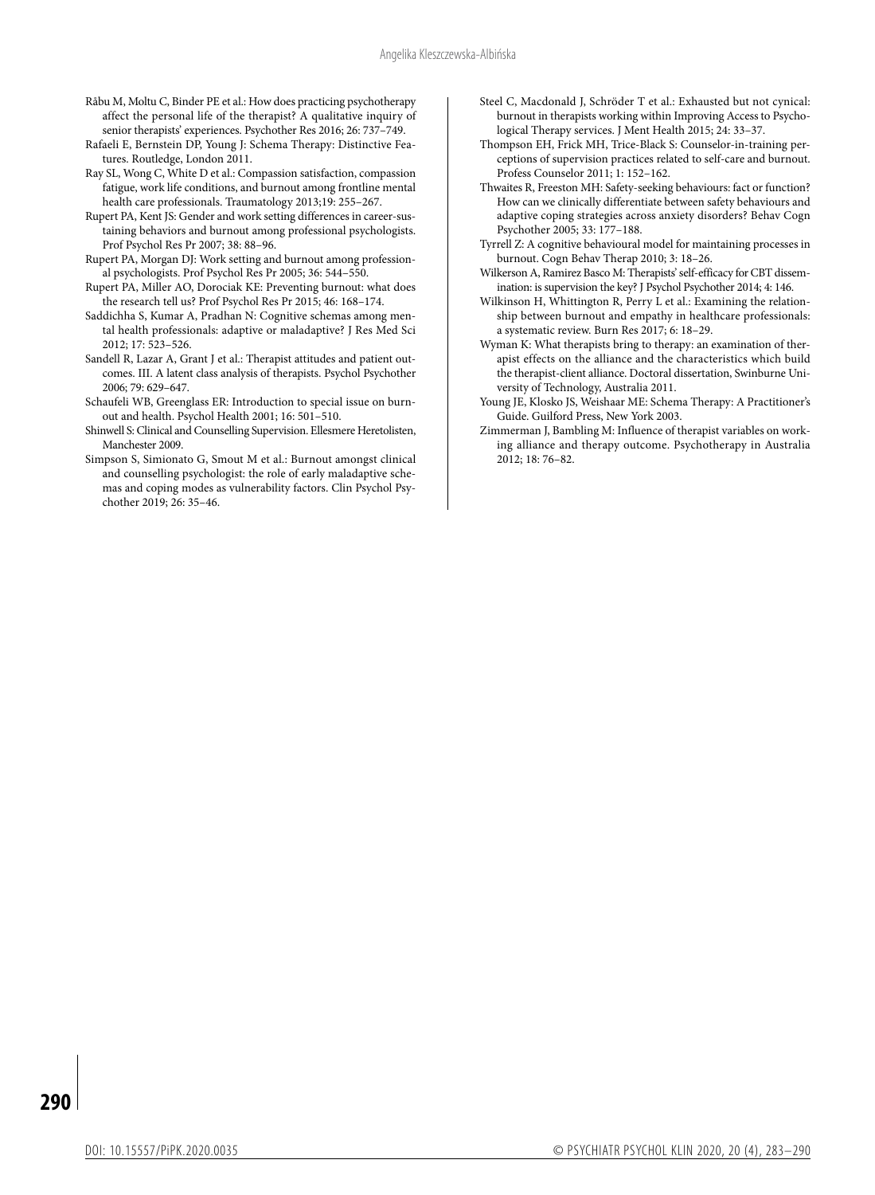Råbu M, Moltu C, Binder PE et al.: How does practicing psychotherapy affect the personal life of the therapist? A qualitative inquiry of senior therapists' experiences. Psychother Res 2016; 26: 737–749.

Rafaeli E, Bernstein DP, Young J: Schema Therapy: Distinctive Features. Routledge, London 2011.

Ray SL, Wong C, White D et al.: Compassion satisfaction, compassion fatigue, work life conditions, and burnout among frontline mental health care professionals. Traumatology 2013;19: 255–267.

Rupert PA, Kent JS: Gender and work setting differences in career-sustaining behaviors and burnout among professional psychologists. Prof Psychol Res Pr 2007; 38: 88–96.

Rupert PA, Morgan DJ: Work setting and burnout among professional psychologists. Prof Psychol Res Pr 2005; 36: 544–550.

Rupert PA, Miller AO, Dorociak KE: Preventing burnout: what does the research tell us? Prof Psychol Res Pr 2015; 46: 168–174.

Saddichha S, Kumar A, Pradhan N: Cognitive schemas among mental health professionals: adaptive or maladaptive? J Res Med Sci 2012; 17: 523–526.

Sandell R, Lazar A, Grant J et al.: Therapist attitudes and patient outcomes. III. A latent class analysis of therapists. Psychol Psychother 2006; 79: 629–647.

Schaufeli WB, Greenglass ER: Introduction to special issue on burnout and health. Psychol Health 2001; 16: 501–510.

Shinwell S: Clinical and Counselling Supervision. Ellesmere Heretolisten, Manchester 2009.

Simpson S, Simionato G, Smout M et al.: Burnout amongst clinical and counselling psychologist: the role of early maladaptive schemas and coping modes as vulnerability factors. Clin Psychol Psychother 2019; 26: 35–46.

Steel C, Macdonald J, Schröder T et al.: Exhausted but not cynical: burnout in therapists working within Improving Access to Psychological Therapy services. J Ment Health 2015; 24: 33–37.

Thompson EH, Frick MH, Trice-Black S: Counselor-in-training perceptions of supervision practices related to self-care and burnout. Profess Counselor 2011; 1: 152–162.

Thwaites R, Freeston MH: Safety-seeking behaviours: fact or function? How can we clinically differentiate between safety behaviours and adaptive coping strategies across anxiety disorders? Behav Cogn Psychother 2005; 33: 177–188.

Tyrrell Z: A cognitive behavioural model for maintaining processes in burnout. Cogn Behav Therap 2010; 3: 18–26.

Wilkerson A, Ramirez Basco M: Therapists' self-efficacy for CBT dissemination: is supervision the key? J Psychol Psychother 2014; 4: 146.

Wilkinson H, Whittington R, Perry L et al.: Examining the relationship between burnout and empathy in healthcare professionals: a systematic review. Burn Res 2017; 6: 18–29.

Wyman K: What therapists bring to therapy: an examination of therapist effects on the alliance and the characteristics which build the therapist-client alliance. Doctoral dissertation, Swinburne University of Technology, Australia 2011.

Young JE, Klosko JS, Weishaar ME: Schema Therapy: A Practitioner's Guide. Guilford Press, New York 2003.

Zimmerman J, Bambling M: Influence of therapist variables on working alliance and therapy outcome. Psychotherapy in Australia 2012; 18: 76–82.